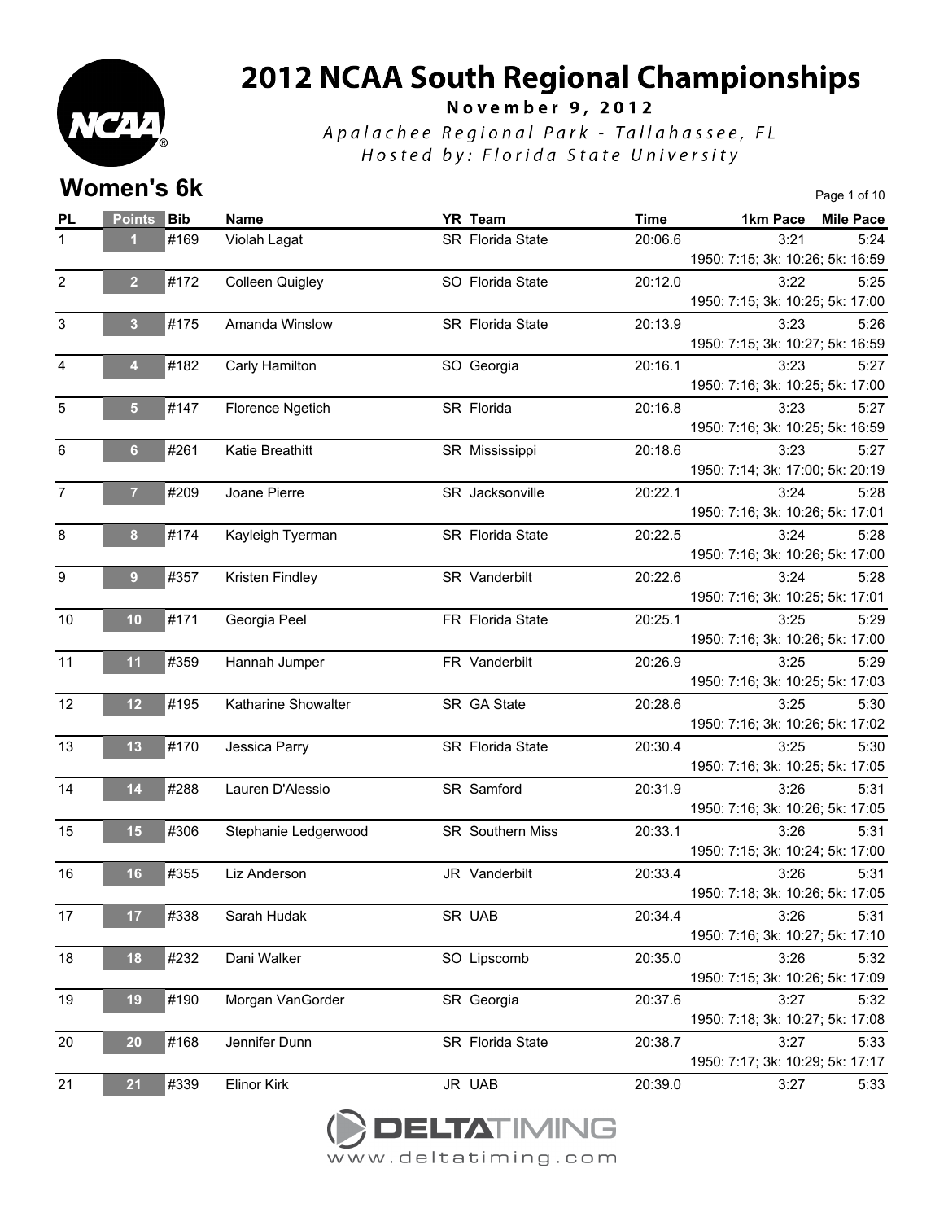# 2012 NCAA South Regional Championships

**November 9, 2012**

*Apalachee Regional Park - Tallahassee, FL*

*Hosted by: Florida State University*

## Women's 6k

| PL | Points | Bib | Name | YR | Team | Time | 1km Pace | Mile Pace |
|---|---|---|---|---|---|---|---|---|
| 1 | 1 | #169 | Violah Lagat | SR | Florida State | 20:06.6 | 3:21 | 5:24 |
| | | | | | | | 1950: 7:15; 3k: 10:26; 5k: 16:59 | |
| 2 | 2 | #172 | Colleen Quigley | SO | Florida State | 20:12.0 | 3:22 | 5:25 |
| | | | | | | | 1950: 7:15; 3k: 10:25; 5k: 17:00 | |
| 3 | 3 | #175 | Amanda Winslow | SR | Florida State | 20:13.9 | 3:23 | 5:26 |
| | | | | | | | 1950: 7:15; 3k: 10:27; 5k: 16:59 | |
| 4 | 4 | #182 | Carly Hamilton | SO | Georgia | 20:16.1 | 3:23 | 5:27 |
| | | | | | | | 1950: 7:16; 3k: 10:25; 5k: 17:00 | |
| 5 | 5 | #147 | Florence Ngetich | SR | Florida | 20:16.8 | 3:23 | 5:27 |
| | | | | | | | 1950: 7:16; 3k: 10:25; 5k: 16:59 | |
| 6 | 6 | #261 | Katie Breathitt | SR | Mississippi | 20:18.6 | 3:23 | 5:27 |
| | | | | | | | 1950: 7:14; 3k: 17:00; 5k: 20:19 | |
| 7 | 7 | #209 | Joane Pierre | SR | Jacksonville | 20:22.1 | 3:24 | 5:28 |
| | | | | | | | 1950: 7:16; 3k: 10:26; 5k: 17:01 | |
| 8 | 8 | #174 | Kayleigh Tyerman | SR | Florida State | 20:22.5 | 3:24 | 5:28 |
| | | | | | | | 1950: 7:16; 3k: 10:26; 5k: 17:00 | |
| 9 | 9 | #357 | Kristen Findley | SR | Vanderbilt | 20:22.6 | 3:24 | 5:28 |
| | | | | | | | 1950: 7:16; 3k: 10:25; 5k: 17:01 | |
| 10 | 10 | #171 | Georgia Peel | FR | Florida State | 20:25.1 | 3:25 | 5:29 |
| | | | | | | | 1950: 7:16; 3k: 10:26; 5k: 17:00 | |
| 11 | 11 | #359 | Hannah Jumper | FR | Vanderbilt | 20:26.9 | 3:25 | 5:29 |
| | | | | | | | 1950: 7:16; 3k: 10:25; 5k: 17:03 | |
| 12 | 12 | #195 | Katharine Showalter | SR | GA State | 20:28.6 | 3:25 | 5:30 |
| | | | | | | | 1950: 7:16; 3k: 10:26; 5k: 17:02 | |
| 13 | 13 | #170 | Jessica Parry | SR | Florida State | 20:30.4 | 3:25 | 5:30 |
| | | | | | | | 1950: 7:16; 3k: 10:25; 5k: 17:05 | |
| 14 | 14 | #288 | Lauren D'Alessio | SR | Samford | 20:31.9 | 3:26 | 5:31 |
| | | | | | | | 1950: 7:16; 3k: 10:26; 5k: 17:05 | |
| 15 | 15 | #306 | Stephanie Ledgerwood | SR | Southern Miss | 20:33.1 | 3:26 | 5:31 |
| | | | | | | | 1950: 7:15; 3k: 10:24; 5k: 17:00 | |
| 16 | 16 | #355 | Liz Anderson | JR | Vanderbilt | 20:33.4 | 3:26 | 5:31 |
| | | | | | | | 1950: 7:18; 3k: 10:26; 5k: 17:05 | |
| 17 | 17 | #338 | Sarah Hudak | SR | UAB | 20:34.4 | 3:26 | 5:31 |
| | | | | | | | 1950: 7:16; 3k: 10:27; 5k: 17:10 | |
| 18 | 18 | #232 | Dani Walker | SO | Lipscomb | 20:35.0 | 3:26 | 5:32 |
| | | | | | | | 1950: 7:15; 3k: 10:26; 5k: 17:09 | |
| 19 | 19 | #190 | Morgan VanGorder | SR | Georgia | 20:37.6 | 3:27 | 5:32 |
| | | | | | | | 1950: 7:18; 3k: 10:27; 5k: 17:08 | |
| 20 | 20 | #168 | Jennifer Dunn | SR | Florida State | 20:38.7 | 3:27 | 5:33 |
| | | | | | | | 1950: 7:17; 3k: 10:29; 5k: 17:17 | |
| 21 | 21 | #339 | Elinor Kirk | JR | UAB | 20:39.0 | 3:27 | 5:33 |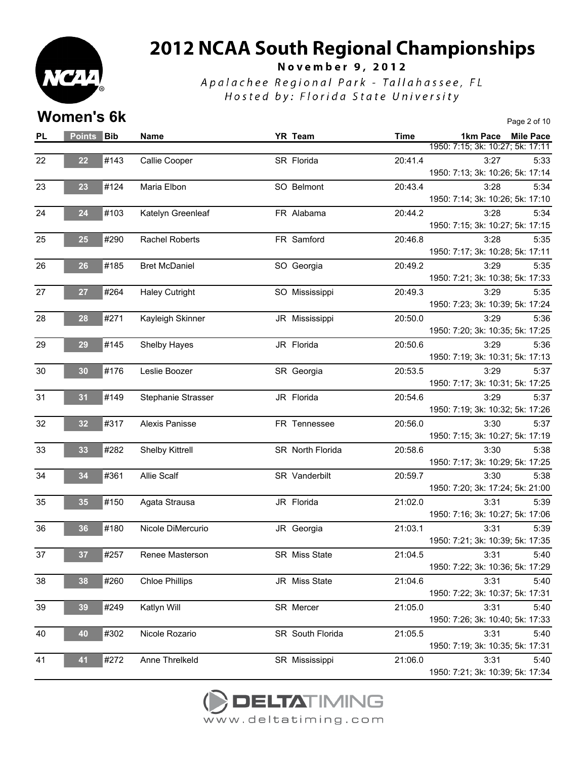# 2012 NCAA South Regional Championships

**November 9, 2012**

*Apalachee Regional Park - Tallahassee, FL*
*Hosted by: Florida State University*

## Women's 6k

| PL | Points | Bib | Name | YR | Team | Time | 1km Pace | Mile Pace |
|---|---|---|---|---|---|---|---|---|
| | | | | | | | 1950: 7:15; 3k: 10:27; 5k: 17:11 | |
| 22 | 22 | #143 | Callie Cooper | SR | Florida | 20:41.4 | 3:27 | 5:33 |
| | | | | | | | 1950: 7:13; 3k: 10:26; 5k: 17:14 | |
| 23 | 23 | #124 | Maria Elbon | SO | Belmont | 20:43.4 | 3:28 | 5:34 |
| | | | | | | | 1950: 7:14; 3k: 10:26; 5k: 17:10 | |
| 24 | 24 | #103 | Katelyn Greenleaf | FR | Alabama | 20:44.2 | 3:28 | 5:34 |
| | | | | | | | 1950: 7:15; 3k: 10:27; 5k: 17:15 | |
| 25 | 25 | #290 | Rachel Roberts | FR | Samford | 20:46.8 | 3:28 | 5:35 |
| | | | | | | | 1950: 7:17; 3k: 10:28; 5k: 17:11 | |
| 26 | 26 | #185 | Bret McDaniel | SO | Georgia | 20:49.2 | 3:29 | 5:35 |
| | | | | | | | 1950: 7:21; 3k: 10:38; 5k: 17:33 | |
| 27 | 27 | #264 | Haley Cutright | SO | Mississippi | 20:49.3 | 3:29 | 5:35 |
| | | | | | | | 1950: 7:23; 3k: 10:39; 5k: 17:24 | |
| 28 | 28 | #271 | Kayleigh Skinner | JR | Mississippi | 20:50.0 | 3:29 | 5:36 |
| | | | | | | | 1950: 7:20; 3k: 10:35; 5k: 17:25 | |
| 29 | 29 | #145 | Shelby Hayes | JR | Florida | 20:50.6 | 3:29 | 5:36 |
| | | | | | | | 1950: 7:19; 3k: 10:31; 5k: 17:13 | |
| 30 | 30 | #176 | Leslie Boozer | SR | Georgia | 20:53.5 | 3:29 | 5:37 |
| | | | | | | | 1950: 7:17; 3k: 10:31; 5k: 17:25 | |
| 31 | 31 | #149 | Stephanie Strasser | JR | Florida | 20:54.6 | 3:29 | 5:37 |
| | | | | | | | 1950: 7:19; 3k: 10:32; 5k: 17:26 | |
| 32 | 32 | #317 | Alexis Panisse | FR | Tennessee | 20:56.0 | 3:30 | 5:37 |
| | | | | | | | 1950: 7:15; 3k: 10:27; 5k: 17:19 | |
| 33 | 33 | #282 | Shelby Kittrell | SR | North Florida | 20:58.6 | 3:30 | 5:38 |
| | | | | | | | 1950: 7:17; 3k: 10:29; 5k: 17:25 | |
| 34 | 34 | #361 | Allie Scalf | SR | Vanderbilt | 20:59.7 | 3:30 | 5:38 |
| | | | | | | | 1950: 7:20; 3k: 17:24; 5k: 21:00 | |
| 35 | 35 | #150 | Agata Strausa | JR | Florida | 21:02.0 | 3:31 | 5:39 |
| | | | | | | | 1950: 7:16; 3k: 10:27; 5k: 17:06 | |
| 36 | 36 | #180 | Nicole DiMercurio | JR | Georgia | 21:03.1 | 3:31 | 5:39 |
| | | | | | | | 1950: 7:21; 3k: 10:39; 5k: 17:35 | |
| 37 | 37 | #257 | Renee Masterson | SR | Miss State | 21:04.5 | 3:31 | 5:40 |
| | | | | | | | 1950: 7:22; 3k: 10:36; 5k: 17:29 | |
| 38 | 38 | #260 | Chloe Phillips | JR | Miss State | 21:04.6 | 3:31 | 5:40 |
| | | | | | | | 1950: 7:22; 3k: 10:37; 5k: 17:31 | |
| 39 | 39 | #249 | Katlyn Will | SR | Mercer | 21:05.0 | 3:31 | 5:40 |
| | | | | | | | 1950: 7:26; 3k: 10:40; 5k: 17:33 | |
| 40 | 40 | #302 | Nicole Rozario | SR | South Florida | 21:05.5 | 3:31 | 5:40 |
| | | | | | | | 1950: 7:19; 3k: 10:35; 5k: 17:31 | |
| 41 | 41 | #272 | Anne Threlkeld | SR | Mississippi | 21:06.0 | 3:31 | 5:40 |
| | | | | | | | 1950: 7:21; 3k: 10:39; 5k: 17:34 | |

DELTATIMING
www.deltatiming.com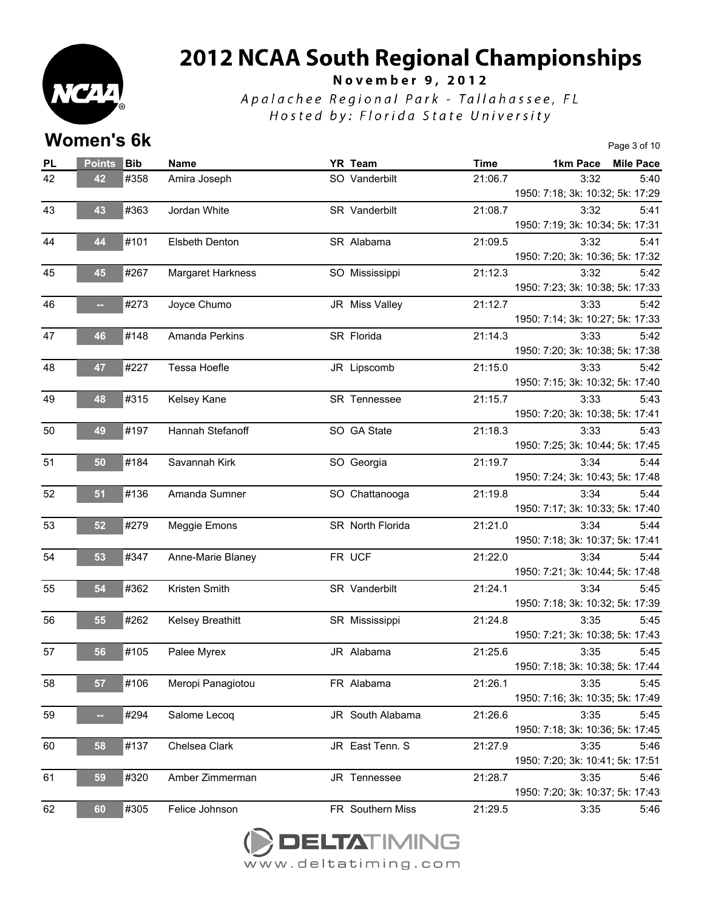# 2012 NCAA South Regional Championships

**November 9, 2012**

*Apalachee Regional Park - Tallahassee, FL*

*Hosted by: Florida State University*

## Women's 6k

| PL | Points | Bib | Name | YR | Team | Time | 1km Pace | Mile Pace |
|---|---|---|---|---|---|---|---|---|
| 42 | 42 | #358 | Amira Joseph | SO | Vanderbilt | 21:06.7 | 3:32 | 5:40 |
| | | | | | | | 1950: 7:18; 3k: 10:32; 5k: 17:29 | |
| 43 | 43 | #363 | Jordan White | SR | Vanderbilt | 21:08.7 | 3:32 | 5:41 |
| | | | | | | | 1950: 7:19; 3k: 10:34; 5k: 17:31 | |
| 44 | 44 | #101 | Elsbeth Denton | SR | Alabama | 21:09.5 | 3:32 | 5:41 |
| | | | | | | | 1950: 7:20; 3k: 10:36; 5k: 17:32 | |
| 45 | 45 | #267 | Margaret Harkness | SO | Mississippi | 21:12.3 | 3:32 | 5:42 |
| | | | | | | | 1950: 7:23; 3k: 10:38; 5k: 17:33 | |
| 46 | -- | #273 | Joyce Chumo | JR | Miss Valley | 21:12.7 | 3:33 | 5:42 |
| | | | | | | | 1950: 7:14; 3k: 10:27; 5k: 17:33 | |
| 47 | 46 | #148 | Amanda Perkins | SR | Florida | 21:14.3 | 3:33 | 5:42 |
| | | | | | | | 1950: 7:20; 3k: 10:38; 5k: 17:38 | |
| 48 | 47 | #227 | Tessa Hoefle | JR | Lipscomb | 21:15.0 | 3:33 | 5:42 |
| | | | | | | | 1950: 7:15; 3k: 10:32; 5k: 17:40 | |
| 49 | 48 | #315 | Kelsey Kane | SR | Tennessee | 21:15.7 | 3:33 | 5:43 |
| | | | | | | | 1950: 7:20; 3k: 10:38; 5k: 17:41 | |
| 50 | 49 | #197 | Hannah Stefanoff | SO | GA State | 21:18.3 | 3:33 | 5:43 |
| | | | | | | | 1950: 7:25; 3k: 10:44; 5k: 17:45 | |
| 51 | 50 | #184 | Savannah Kirk | SO | Georgia | 21:19.7 | 3:34 | 5:44 |
| | | | | | | | 1950: 7:24; 3k: 10:43; 5k: 17:48 | |
| 52 | 51 | #136 | Amanda Sumner | SO | Chattanooga | 21:19.8 | 3:34 | 5:44 |
| | | | | | | | 1950: 7:17; 3k: 10:33; 5k: 17:40 | |
| 53 | 52 | #279 | Meggie Emons | SR | North Florida | 21:21.0 | 3:34 | 5:44 |
| | | | | | | | 1950: 7:18; 3k: 10:37; 5k: 17:41 | |
| 54 | 53 | #347 | Anne-Marie Blaney | FR | UCF | 21:22.0 | 3:34 | 5:44 |
| | | | | | | | 1950: 7:21; 3k: 10:44; 5k: 17:48 | |
| 55 | 54 | #362 | Kristen Smith | SR | Vanderbilt | 21:24.1 | 3:34 | 5:45 |
| | | | | | | | 1950: 7:18; 3k: 10:32; 5k: 17:39 | |
| 56 | 55 | #262 | Kelsey Breathitt | SR | Mississippi | 21:24.8 | 3:35 | 5:45 |
| | | | | | | | 1950: 7:21; 3k: 10:38; 5k: 17:43 | |
| 57 | 56 | #105 | Palee Myrex | JR | Alabama | 21:25.6 | 3:35 | 5:45 |
| | | | | | | | 1950: 7:18; 3k: 10:38; 5k: 17:44 | |
| 58 | 57 | #106 | Meropi Panagiotou | FR | Alabama | 21:26.1 | 3:35 | 5:45 |
| | | | | | | | 1950: 7:16; 3k: 10:35; 5k: 17:49 | |
| 59 | -- | #294 | Salome Lecoq | JR | South Alabama | 21:26.6 | 3:35 | 5:45 |
| | | | | | | | 1950: 7:18; 3k: 10:36; 5k: 17:45 | |
| 60 | 58 | #137 | Chelsea Clark | JR | East Tenn. S | 21:27.9 | 3:35 | 5:46 |
| | | | | | | | 1950: 7:20; 3k: 10:41; 5k: 17:51 | |
| 61 | 59 | #320 | Amber Zimmerman | JR | Tennessee | 21:28.7 | 3:35 | 5:46 |
| | | | | | | | 1950: 7:20; 3k: 10:37; 5k: 17:43 | |
| 62 | 60 | #305 | Felice Johnson | FR | Southern Miss | 21:29.5 | 3:35 | 5:46 |

DELTATIMING
www.deltatiming.com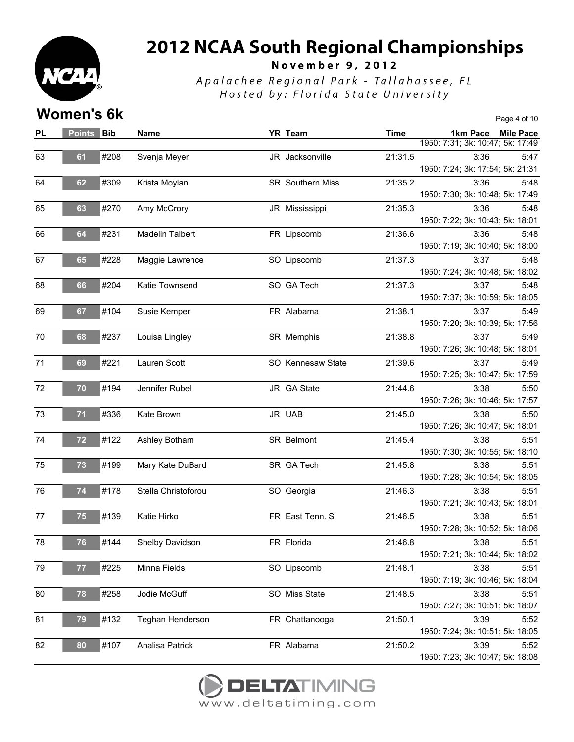# 2012 NCAA South Regional Championships

**November 9, 2012**

*Apalachee Regional Park - Tallahassee, FL*

*Hosted by: Florida State University*

## Women's 6k

| PL | Points | Bib | Name | YR | Team | Time | 1km Pace | Mile Pace |
|---|---|---|---|---|---|---|---|---|
| | | | | | | | 1950: 7:31; 3k: 10:47; 5k: 17:49 | |
| 63 | 61 | #208 | Svenja Meyer | JR | Jacksonville | 21:31.5 | 3:36 | 5:47 |
| | | | | | | | 1950: 7:24; 3k: 17:54; 5k: 21:31 | |
| 64 | 62 | #309 | Krista Moylan | SR | Southern Miss | 21:35.2 | 3:36 | 5:48 |
| | | | | | | | 1950: 7:30; 3k: 10:48; 5k: 17:49 | |
| 65 | 63 | #270 | Amy McCrory | JR | Mississippi | 21:35.3 | 3:36 | 5:48 |
| | | | | | | | 1950: 7:22; 3k: 10:43; 5k: 18:01 | |
| 66 | 64 | #231 | Madelin Talbert | FR | Lipscomb | 21:36.6 | 3:36 | 5:48 |
| | | | | | | | 1950: 7:19; 3k: 10:40; 5k: 18:00 | |
| 67 | 65 | #228 | Maggie Lawrence | SO | Lipscomb | 21:37.3 | 3:37 | 5:48 |
| | | | | | | | 1950: 7:24; 3k: 10:48; 5k: 18:02 | |
| 68 | 66 | #204 | Katie Townsend | SO | GA Tech | 21:37.3 | 3:37 | 5:48 |
| | | | | | | | 1950: 7:37; 3k: 10:59; 5k: 18:05 | |
| 69 | 67 | #104 | Susie Kemper | FR | Alabama | 21:38.1 | 3:37 | 5:49 |
| | | | | | | | 1950: 7:20; 3k: 10:39; 5k: 17:56 | |
| 70 | 68 | #237 | Louisa Lingley | SR | Memphis | 21:38.8 | 3:37 | 5:49 |
| | | | | | | | 1950: 7:26; 3k: 10:48; 5k: 18:01 | |
| 71 | 69 | #221 | Lauren Scott | SO | Kennesaw State | 21:39.6 | 3:37 | 5:49 |
| | | | | | | | 1950: 7:25; 3k: 10:47; 5k: 17:59 | |
| 72 | 70 | #194 | Jennifer Rubel | JR | GA State | 21:44.6 | 3:38 | 5:50 |
| | | | | | | | 1950: 7:26; 3k: 10:46; 5k: 17:57 | |
| 73 | 71 | #336 | Kate Brown | JR | UAB | 21:45.0 | 3:38 | 5:50 |
| | | | | | | | 1950: 7:26; 3k: 10:47; 5k: 18:01 | |
| 74 | 72 | #122 | Ashley Botham | SR | Belmont | 21:45.4 | 3:38 | 5:51 |
| | | | | | | | 1950: 7:30; 3k: 10:55; 5k: 18:10 | |
| 75 | 73 | #199 | Mary Kate DuBard | SR | GA Tech | 21:45.8 | 3:38 | 5:51 |
| | | | | | | | 1950: 7:28; 3k: 10:54; 5k: 18:05 | |
| 76 | 74 | #178 | Stella Christoforou | SO | Georgia | 21:46.3 | 3:38 | 5:51 |
| | | | | | | | 1950: 7:21; 3k: 10:43; 5k: 18:01 | |
| 77 | 75 | #139 | Katie Hirko | FR | East Tenn. S | 21:46.5 | 3:38 | 5:51 |
| | | | | | | | 1950: 7:28; 3k: 10:52; 5k: 18:06 | |
| 78 | 76 | #144 | Shelby Davidson | FR | Florida | 21:46.8 | 3:38 | 5:51 |
| | | | | | | | 1950: 7:21; 3k: 10:44; 5k: 18:02 | |
| 79 | 77 | #225 | Minna Fields | SO | Lipscomb | 21:48.1 | 3:38 | 5:51 |
| | | | | | | | 1950: 7:19; 3k: 10:46; 5k: 18:04 | |
| 80 | 78 | #258 | Jodie McGuff | SO | Miss State | 21:48.5 | 3:38 | 5:51 |
| | | | | | | | 1950: 7:27; 3k: 10:51; 5k: 18:07 | |
| 81 | 79 | #132 | Teghan Henderson | FR | Chattanooga | 21:50.1 | 3:39 | 5:52 |
| | | | | | | | 1950: 7:24; 3k: 10:51; 5k: 18:05 | |
| 82 | 80 | #107 | Analisa Patrick | FR | Alabama | 21:50.2 | 3:39 | 5:52 |
| | | | | | | | 1950: 7:23; 3k: 10:47; 5k: 18:08 | |

DELTATIMING www.deltatiming.com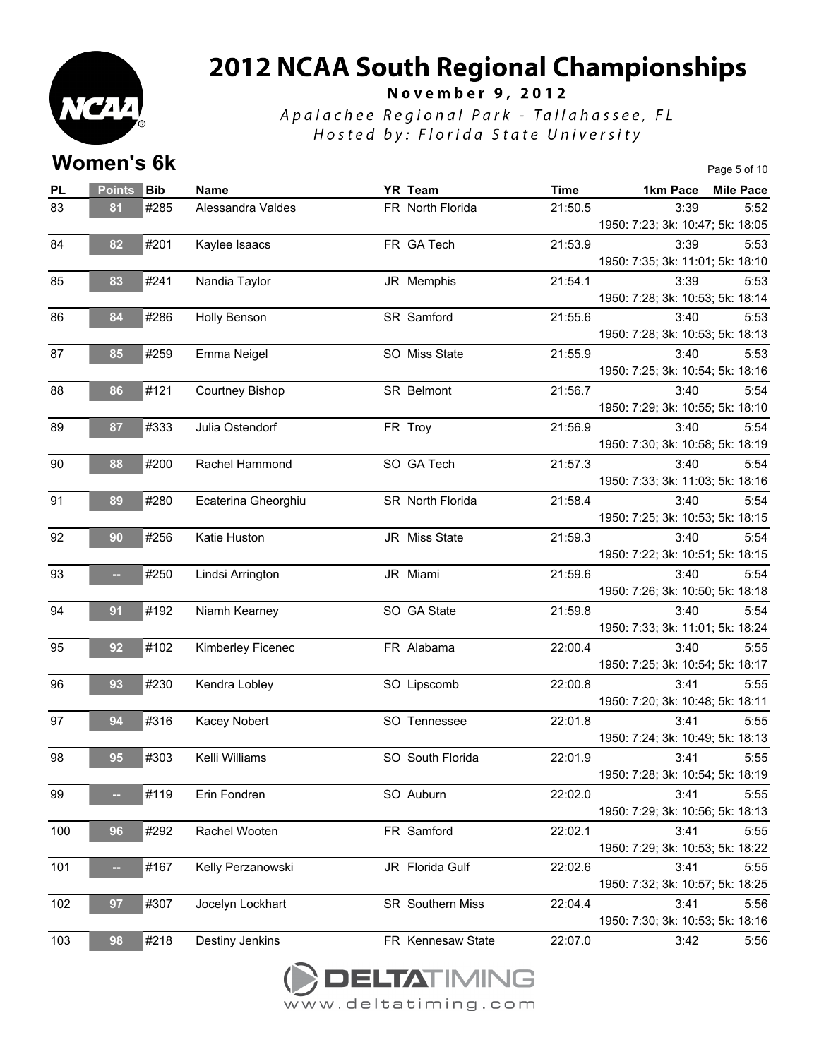# 2012 NCAA South Regional Championships

**November 9, 2012**

*Apalachee Regional Park - Tallahassee, FL*
*Hosted by: Florida State University*

## Women's 6k

| PL | Points | Bib | Name | YR | Team | Time | 1km Pace | Mile Pace |
|---|---|---|---|---|---|---|---|---|
| 83 | 81 | #285 | Alessandra Valdes | FR | North Florida | 21:50.5 | 3:39 | 5:52 |
| | | | | | | | 1950: 7:23; 3k: 10:47; 5k: 18:05 | |
| 84 | 82 | #201 | Kaylee Isaacs | FR | GA Tech | 21:53.9 | 3:39 | 5:53 |
| | | | | | | | 1950: 7:35; 3k: 11:01; 5k: 18:10 | |
| 85 | 83 | #241 | Nandia Taylor | JR | Memphis | 21:54.1 | 3:39 | 5:53 |
| | | | | | | | 1950: 7:28; 3k: 10:53; 5k: 18:14 | |
| 86 | 84 | #286 | Holly Benson | SR | Samford | 21:55.6 | 3:40 | 5:53 |
| | | | | | | | 1950: 7:28; 3k: 10:53; 5k: 18:13 | |
| 87 | 85 | #259 | Emma Neigel | SO | Miss State | 21:55.9 | 3:40 | 5:53 |
| | | | | | | | 1950: 7:25; 3k: 10:54; 5k: 18:16 | |
| 88 | 86 | #121 | Courtney Bishop | SR | Belmont | 21:56.7 | 3:40 | 5:54 |
| | | | | | | | 1950: 7:29; 3k: 10:55; 5k: 18:10 | |
| 89 | 87 | #333 | Julia Ostendorf | FR | Troy | 21:56.9 | 3:40 | 5:54 |
| | | | | | | | 1950: 7:30; 3k: 10:58; 5k: 18:19 | |
| 90 | 88 | #200 | Rachel Hammond | SO | GA Tech | 21:57.3 | 3:40 | 5:54 |
| | | | | | | | 1950: 7:33; 3k: 11:03; 5k: 18:16 | |
| 91 | 89 | #280 | Ecaterina Gheorghiu | SR | North Florida | 21:58.4 | 3:40 | 5:54 |
| | | | | | | | 1950: 7:25; 3k: 10:53; 5k: 18:15 | |
| 92 | 90 | #256 | Katie Huston | JR | Miss State | 21:59.3 | 3:40 | 5:54 |
| | | | | | | | 1950: 7:22; 3k: 10:51; 5k: 18:15 | |
| 93 | -- | #250 | Lindsi Arrington | JR | Miami | 21:59.6 | 3:40 | 5:54 |
| | | | | | | | 1950: 7:26; 3k: 10:50; 5k: 18:18 | |
| 94 | 91 | #192 | Niamh Kearney | SO | GA State | 21:59.8 | 3:40 | 5:54 |
| | | | | | | | 1950: 7:33; 3k: 11:01; 5k: 18:24 | |
| 95 | 92 | #102 | Kimberley Ficenec | FR | Alabama | 22:00.4 | 3:40 | 5:55 |
| | | | | | | | 1950: 7:25; 3k: 10:54; 5k: 18:17 | |
| 96 | 93 | #230 | Kendra Lobley | SO | Lipscomb | 22:00.8 | 3:41 | 5:55 |
| | | | | | | | 1950: 7:20; 3k: 10:48; 5k: 18:11 | |
| 97 | 94 | #316 | Kacey Nobert | SO | Tennessee | 22:01.8 | 3:41 | 5:55 |
| | | | | | | | 1950: 7:24; 3k: 10:49; 5k: 18:13 | |
| 98 | 95 | #303 | Kelli Williams | SO | South Florida | 22:01.9 | 3:41 | 5:55 |
| | | | | | | | 1950: 7:28; 3k: 10:54; 5k: 18:19 | |
| 99 | -- | #119 | Erin Fondren | SO | Auburn | 22:02.0 | 3:41 | 5:55 |
| | | | | | | | 1950: 7:29; 3k: 10:56; 5k: 18:13 | |
| 100 | 96 | #292 | Rachel Wooten | FR | Samford | 22:02.1 | 3:41 | 5:55 |
| | | | | | | | 1950: 7:29; 3k: 10:53; 5k: 18:22 | |
| 101 | -- | #167 | Kelly Perzanowski | JR | Florida Gulf | 22:02.6 | 3:41 | 5:55 |
| | | | | | | | 1950: 7:32; 3k: 10:57; 5k: 18:25 | |
| 102 | 97 | #307 | Jocelyn Lockhart | SR | Southern Miss | 22:04.4 | 3:41 | 5:56 |
| | | | | | | | 1950: 7:30; 3k: 10:53; 5k: 18:16 | |
| 103 | 98 | #218 | Destiny Jenkins | FR | Kennesaw State | 22:07.0 | 3:42 | 5:56 |

DELTATIMING
www.deltatiming.com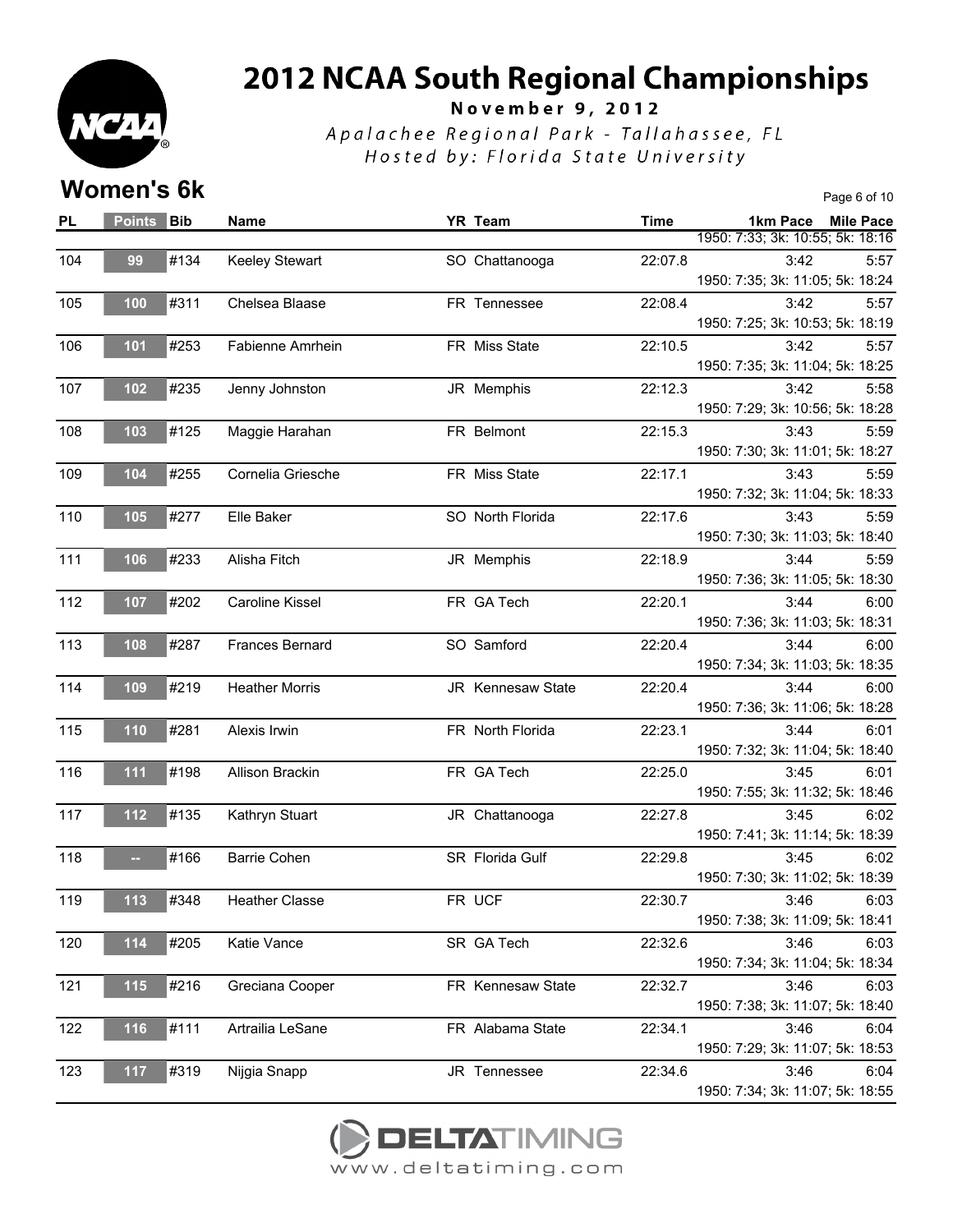# 2012 NCAA South Regional Championships

**November 9, 2012**

*Apalachee Regional Park - Tallahassee, FL*

*Hosted by: Florida State University*

## Women's 6k

| PL | Points | Bib | Name | YR | Team | Time | 1km Pace | Mile Pace |
|---|---|---|---|---|---|---|---|---|
| | | | | | | | 1950: 7:33; 3k: 10:55; 5k: 18:16 | |
| 104 | 99 | #134 | Keeley Stewart | SO | Chattanooga | 22:07.8 | 3:42 | 5:57 |
| | | | | | | | 1950: 7:35; 3k: 11:05; 5k: 18:24 | |
| 105 | 100 | #311 | Chelsea Blaase | FR | Tennessee | 22:08.4 | 3:42 | 5:57 |
| | | | | | | | 1950: 7:25; 3k: 10:53; 5k: 18:19 | |
| 106 | 101 | #253 | Fabienne Amrhein | FR | Miss State | 22:10.5 | 3:42 | 5:57 |
| | | | | | | | 1950: 7:35; 3k: 11:04; 5k: 18:25 | |
| 107 | 102 | #235 | Jenny Johnston | JR | Memphis | 22:12.3 | 3:42 | 5:58 |
| | | | | | | | 1950: 7:29; 3k: 10:56; 5k: 18:28 | |
| 108 | 103 | #125 | Maggie Harahan | FR | Belmont | 22:15.3 | 3:43 | 5:59 |
| | | | | | | | 1950: 7:30; 3k: 11:01; 5k: 18:27 | |
| 109 | 104 | #255 | Cornelia Griesche | FR | Miss State | 22:17.1 | 3:43 | 5:59 |
| | | | | | | | 1950: 7:32; 3k: 11:04; 5k: 18:33 | |
| 110 | 105 | #277 | Elle Baker | SO | North Florida | 22:17.6 | 3:43 | 5:59 |
| | | | | | | | 1950: 7:30; 3k: 11:03; 5k: 18:40 | |
| 111 | 106 | #233 | Alisha Fitch | JR | Memphis | 22:18.9 | 3:44 | 5:59 |
| | | | | | | | 1950: 7:36; 3k: 11:05; 5k: 18:30 | |
| 112 | 107 | #202 | Caroline Kissel | FR | GA Tech | 22:20.1 | 3:44 | 6:00 |
| | | | | | | | 1950: 7:36; 3k: 11:03; 5k: 18:31 | |
| 113 | 108 | #287 | Frances Bernard | SO | Samford | 22:20.4 | 3:44 | 6:00 |
| | | | | | | | 1950: 7:34; 3k: 11:03; 5k: 18:35 | |
| 114 | 109 | #219 | Heather Morris | JR | Kennesaw State | 22:20.4 | 3:44 | 6:00 |
| | | | | | | | 1950: 7:36; 3k: 11:06; 5k: 18:28 | |
| 115 | 110 | #281 | Alexis Irwin | FR | North Florida | 22:23.1 | 3:44 | 6:01 |
| | | | | | | | 1950: 7:32; 3k: 11:04; 5k: 18:40 | |
| 116 | 111 | #198 | Allison Brackin | FR | GA Tech | 22:25.0 | 3:45 | 6:01 |
| | | | | | | | 1950: 7:55; 3k: 11:32; 5k: 18:46 | |
| 117 | 112 | #135 | Kathryn Stuart | JR | Chattanooga | 22:27.8 | 3:45 | 6:02 |
| | | | | | | | 1950: 7:41; 3k: 11:14; 5k: 18:39 | |
| 118 | -- | #166 | Barrie Cohen | SR | Florida Gulf | 22:29.8 | 3:45 | 6:02 |
| | | | | | | | 1950: 7:30; 3k: 11:02; 5k: 18:39 | |
| 119 | 113 | #348 | Heather Classe | FR | UCF | 22:30.7 | 3:46 | 6:03 |
| | | | | | | | 1950: 7:38; 3k: 11:09; 5k: 18:41 | |
| 120 | 114 | #205 | Katie Vance | SR | GA Tech | 22:32.6 | 3:46 | 6:03 |
| | | | | | | | 1950: 7:34; 3k: 11:04; 5k: 18:34 | |
| 121 | 115 | #216 | Greciana Cooper | FR | Kennesaw State | 22:32.7 | 3:46 | 6:03 |
| | | | | | | | 1950: 7:38; 3k: 11:07; 5k: 18:40 | |
| 122 | 116 | #111 | Artrailia LeSane | FR | Alabama State | 22:34.1 | 3:46 | 6:04 |
| | | | | | | | 1950: 7:29; 3k: 11:07; 5k: 18:53 | |
| 123 | 117 | #319 | Nijgia Snapp | JR | Tennessee | 22:34.6 | 3:46 | 6:04 |
| | | | | | | | 1950: 7:34; 3k: 11:07; 5k: 18:55 | |

DELTATIMING

www.deltatiming.com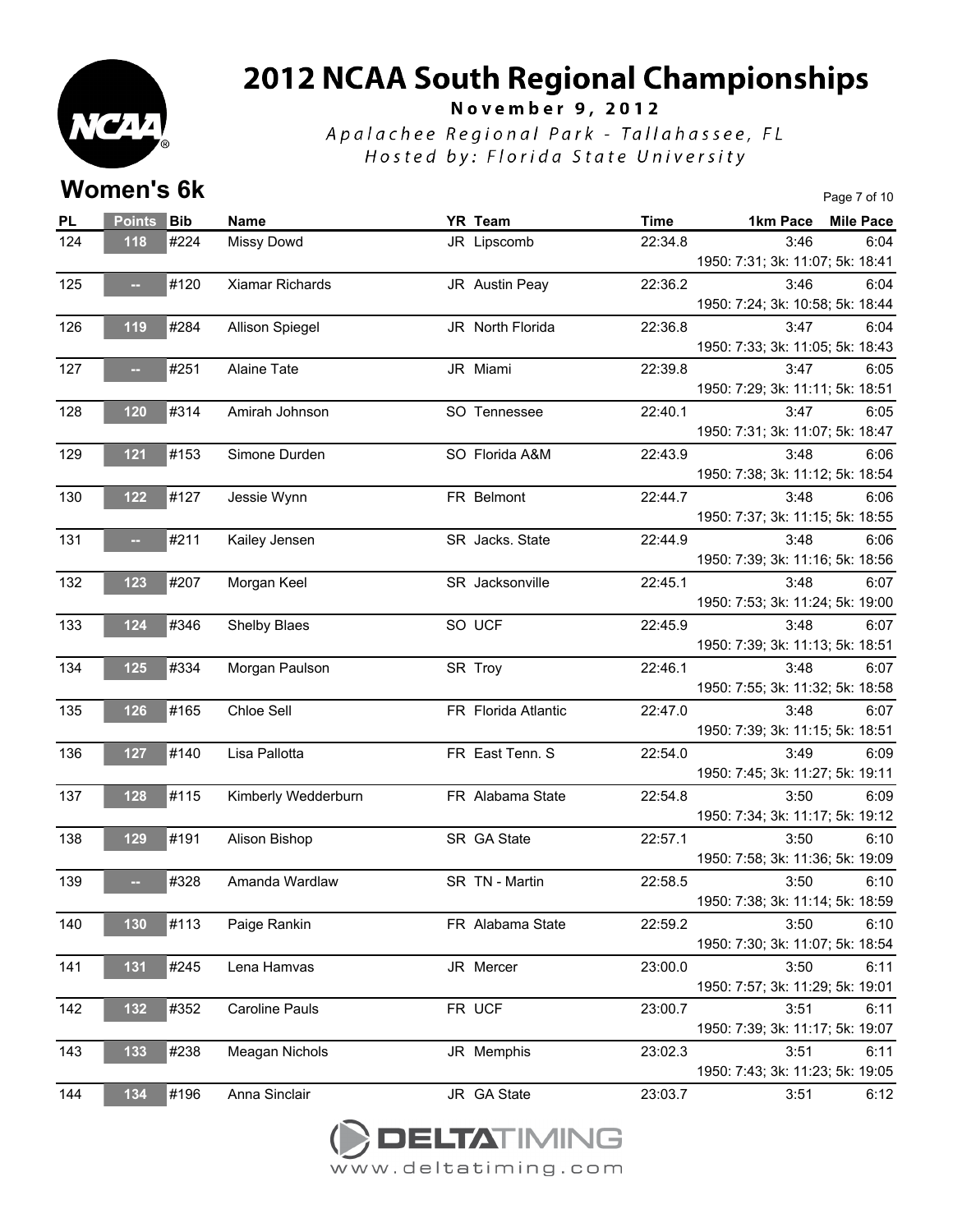# 2012 NCAA South Regional Championships

**November 9, 2012**

*Apalachee Regional Park - Tallahassee, FL*
*Hosted by: Florida State University*

## Women's 6k

| PL | Points | Bib | Name | YR | Team | Time | 1km Pace | Mile Pace |
|---|---|---|---|---|---|---|---|---|
| 124 | 118 | #224 | Missy Dowd | JR | Lipscomb | 22:34.8 | 3:46 | 6:04 |
| | | | | | | | 1950: 7:31; 3k: 11:07; 5k: 18:41 | |
| 125 | -- | #120 | Xiamar Richards | JR | Austin Peay | 22:36.2 | 3:46 | 6:04 |
| | | | | | | | 1950: 7:24; 3k: 10:58; 5k: 18:44 | |
| 126 | 119 | #284 | Allison Spiegel | JR | North Florida | 22:36.8 | 3:47 | 6:04 |
| | | | | | | | 1950: 7:33; 3k: 11:05; 5k: 18:43 | |
| 127 | -- | #251 | Alaine Tate | JR | Miami | 22:39.8 | 3:47 | 6:05 |
| | | | | | | | 1950: 7:29; 3k: 11:11; 5k: 18:51 | |
| 128 | 120 | #314 | Amirah Johnson | SO | Tennessee | 22:40.1 | 3:47 | 6:05 |
| | | | | | | | 1950: 7:31; 3k: 11:07; 5k: 18:47 | |
| 129 | 121 | #153 | Simone Durden | SO | Florida A&M | 22:43.9 | 3:48 | 6:06 |
| | | | | | | | 1950: 7:38; 3k: 11:12; 5k: 18:54 | |
| 130 | 122 | #127 | Jessie Wynn | FR | Belmont | 22:44.7 | 3:48 | 6:06 |
| | | | | | | | 1950: 7:37; 3k: 11:15; 5k: 18:55 | |
| 131 | -- | #211 | Kailey Jensen | SR | Jacks. State | 22:44.9 | 3:48 | 6:06 |
| | | | | | | | 1950: 7:39; 3k: 11:16; 5k: 18:56 | |
| 132 | 123 | #207 | Morgan Keel | SR | Jacksonville | 22:45.1 | 3:48 | 6:07 |
| | | | | | | | 1950: 7:53; 3k: 11:24; 5k: 19:00 | |
| 133 | 124 | #346 | Shelby Blaes | SO | UCF | 22:45.9 | 3:48 | 6:07 |
| | | | | | | | 1950: 7:39; 3k: 11:13; 5k: 18:51 | |
| 134 | 125 | #334 | Morgan Paulson | SR | Troy | 22:46.1 | 3:48 | 6:07 |
| | | | | | | | 1950: 7:55; 3k: 11:32; 5k: 18:58 | |
| 135 | 126 | #165 | Chloe Sell | FR | Florida Atlantic | 22:47.0 | 3:48 | 6:07 |
| | | | | | | | 1950: 7:39; 3k: 11:15; 5k: 18:51 | |
| 136 | 127 | #140 | Lisa Pallotta | FR | East Tenn. S | 22:54.0 | 3:49 | 6:09 |
| | | | | | | | 1950: 7:45; 3k: 11:27; 5k: 19:11 | |
| 137 | 128 | #115 | Kimberly Wedderburn | FR | Alabama State | 22:54.8 | 3:50 | 6:09 |
| | | | | | | | 1950: 7:34; 3k: 11:17; 5k: 19:12 | |
| 138 | 129 | #191 | Alison Bishop | SR | GA State | 22:57.1 | 3:50 | 6:10 |
| | | | | | | | 1950: 7:58; 3k: 11:36; 5k: 19:09 | |
| 139 | -- | #328 | Amanda Wardlaw | SR | TN - Martin | 22:58.5 | 3:50 | 6:10 |
| | | | | | | | 1950: 7:38; 3k: 11:14; 5k: 18:59 | |
| 140 | 130 | #113 | Paige Rankin | FR | Alabama State | 22:59.2 | 3:50 | 6:10 |
| | | | | | | | 1950: 7:30; 3k: 11:07; 5k: 18:54 | |
| 141 | 131 | #245 | Lena Hamvas | JR | Mercer | 23:00.0 | 3:50 | 6:11 |
| | | | | | | | 1950: 7:57; 3k: 11:29; 5k: 19:01 | |
| 142 | 132 | #352 | Caroline Pauls | FR | UCF | 23:00.7 | 3:51 | 6:11 |
| | | | | | | | 1950: 7:39; 3k: 11:17; 5k: 19:07 | |
| 143 | 133 | #238 | Meagan Nichols | JR | Memphis | 23:02.3 | 3:51 | 6:11 |
| | | | | | | | 1950: 7:43; 3k: 11:23; 5k: 19:05 | |
| 144 | 134 | #196 | Anna Sinclair | JR | GA State | 23:03.7 | 3:51 | 6:12 |

DELTATIMING
www.deltatiming.com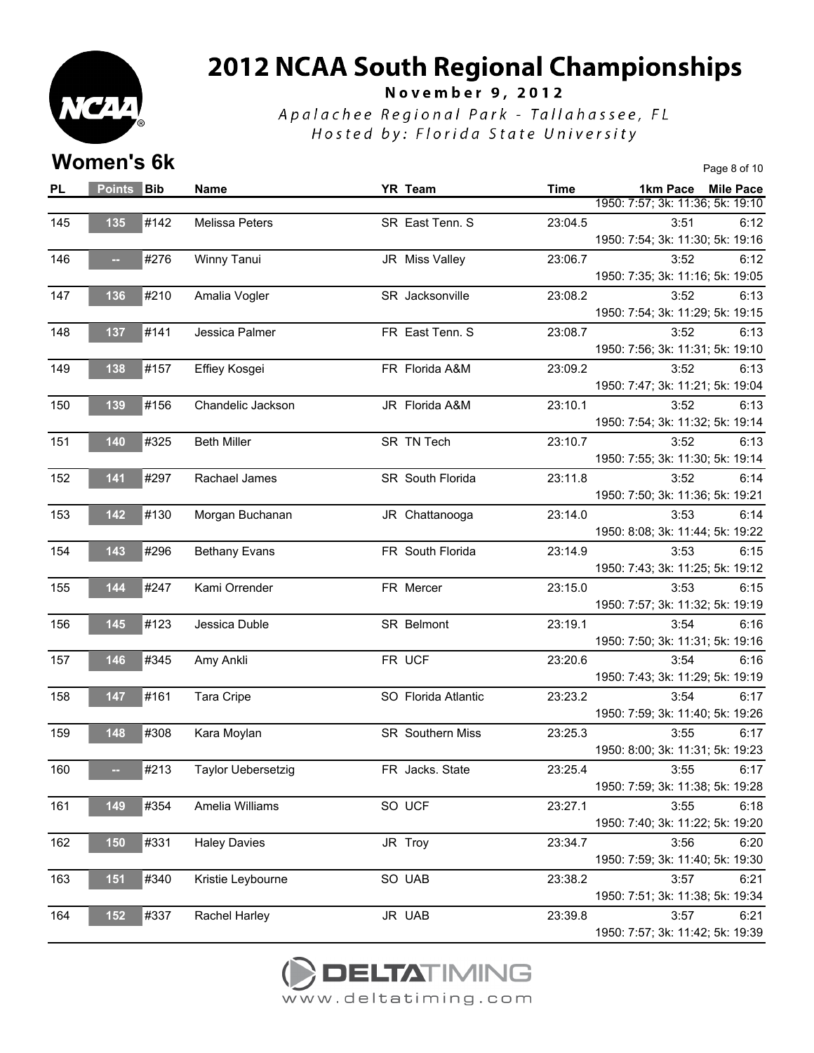# 2012 NCAA South Regional Championships

**November 9, 2012**

*Apalachee Regional Park - Tallahassee, FL*

*Hosted by: Florida State University*

## Women's 6k

| PL | Points | Bib | Name | YR | Team | Time | 1km Pace | Mile Pace |
|---|---|---|---|---|---|---|---|---|
| | | | | | | | 1950: 7:57; 3k: 11:36; 5k: 19:10 | |
| 145 | 135 | #142 | Melissa Peters | SR | East Tenn. S | 23:04.5 | 3:51 | 6:12 |
| | | | | | | | 1950: 7:54; 3k: 11:30; 5k: 19:16 | |
| 146 | -- | #276 | Winny Tanui | JR | Miss Valley | 23:06.7 | 3:52 | 6:12 |
| | | | | | | | 1950: 7:35; 3k: 11:16; 5k: 19:05 | |
| 147 | 136 | #210 | Amalia Vogler | SR | Jacksonville | 23:08.2 | 3:52 | 6:13 |
| | | | | | | | 1950: 7:54; 3k: 11:29; 5k: 19:15 | |
| 148 | 137 | #141 | Jessica Palmer | FR | East Tenn. S | 23:08.7 | 3:52 | 6:13 |
| | | | | | | | 1950: 7:56; 3k: 11:31; 5k: 19:10 | |
| 149 | 138 | #157 | Effiey Kosgei | FR | Florida A&M | 23:09.2 | 3:52 | 6:13 |
| | | | | | | | 1950: 7:47; 3k: 11:21; 5k: 19:04 | |
| 150 | 139 | #156 | Chandelic Jackson | JR | Florida A&M | 23:10.1 | 3:52 | 6:13 |
| | | | | | | | 1950: 7:54; 3k: 11:32; 5k: 19:14 | |
| 151 | 140 | #325 | Beth Miller | SR | TN Tech | 23:10.7 | 3:52 | 6:13 |
| | | | | | | | 1950: 7:55; 3k: 11:30; 5k: 19:14 | |
| 152 | 141 | #297 | Rachael James | SR | South Florida | 23:11.8 | 3:52 | 6:14 |
| | | | | | | | 1950: 7:50; 3k: 11:36; 5k: 19:21 | |
| 153 | 142 | #130 | Morgan Buchanan | JR | Chattanooga | 23:14.0 | 3:53 | 6:14 |
| | | | | | | | 1950: 8:08; 3k: 11:44; 5k: 19:22 | |
| 154 | 143 | #296 | Bethany Evans | FR | South Florida | 23:14.9 | 3:53 | 6:15 |
| | | | | | | | 1950: 7:43; 3k: 11:25; 5k: 19:12 | |
| 155 | 144 | #247 | Kami Orrender | FR | Mercer | 23:15.0 | 3:53 | 6:15 |
| | | | | | | | 1950: 7:57; 3k: 11:32; 5k: 19:19 | |
| 156 | 145 | #123 | Jessica Duble | SR | Belmont | 23:19.1 | 3:54 | 6:16 |
| | | | | | | | 1950: 7:50; 3k: 11:31; 5k: 19:16 | |
| 157 | 146 | #345 | Amy Ankli | FR | UCF | 23:20.6 | 3:54 | 6:16 |
| | | | | | | | 1950: 7:43; 3k: 11:29; 5k: 19:19 | |
| 158 | 147 | #161 | Tara Cripe | SO | Florida Atlantic | 23:23.2 | 3:54 | 6:17 |
| | | | | | | | 1950: 7:59; 3k: 11:40; 5k: 19:26 | |
| 159 | 148 | #308 | Kara Moylan | SR | Southern Miss | 23:25.3 | 3:55 | 6:17 |
| | | | | | | | 1950: 8:00; 3k: 11:31; 5k: 19:23 | |
| 160 | -- | #213 | Taylor Uebersetzig | FR | Jacks. State | 23:25.4 | 3:55 | 6:17 |
| | | | | | | | 1950: 7:59; 3k: 11:38; 5k: 19:28 | |
| 161 | 149 | #354 | Amelia Williams | SO | UCF | 23:27.1 | 3:55 | 6:18 |
| | | | | | | | 1950: 7:40; 3k: 11:22; 5k: 19:20 | |
| 162 | 150 | #331 | Haley Davies | JR | Troy | 23:34.7 | 3:56 | 6:20 |
| | | | | | | | 1950: 7:59; 3k: 11:40; 5k: 19:30 | |
| 163 | 151 | #340 | Kristie Leybourne | SO | UAB | 23:38.2 | 3:57 | 6:21 |
| | | | | | | | 1950: 7:51; 3k: 11:38; 5k: 19:34 | |
| 164 | 152 | #337 | Rachel Harley | JR | UAB | 23:39.8 | 3:57 | 6:21 |
| | | | | | | | 1950: 7:57; 3k: 11:42; 5k: 19:39 | |

DELTATIMING
www.deltatiming.com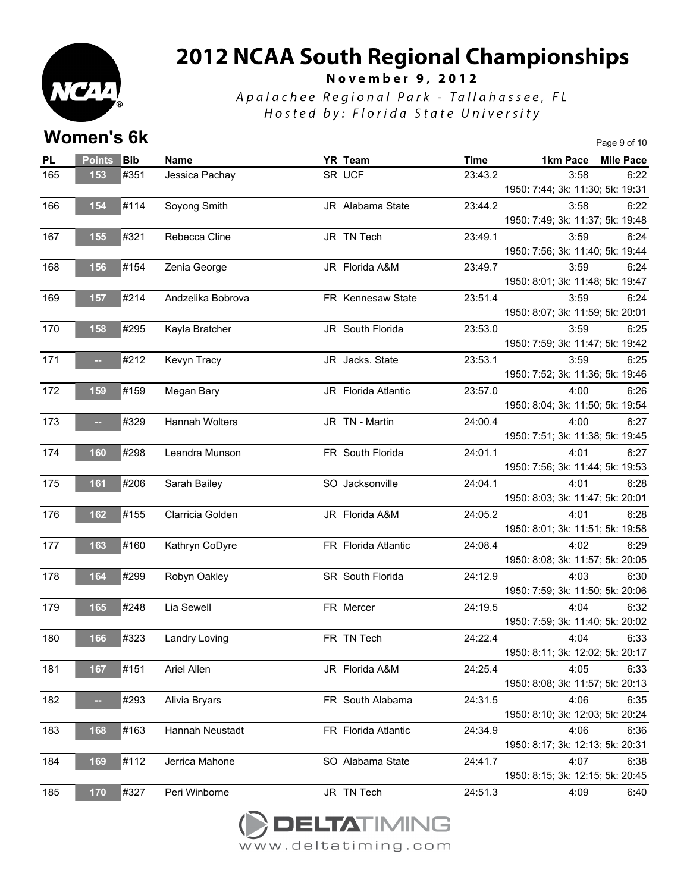# 2012 NCAA South Regional Championships

**November 9, 2012**

*Apalachee Regional Park - Tallahassee, FL*

*Hosted by: Florida State University*

## Women's 6k

| PL | Points | Bib | Name | YR | Team | Time | 1km Pace | Mile Pace |
|---|---|---|---|---|---|---|---|---|
| 165 | 153 | #351 | Jessica Pachay | SR | UCF | 23:43.2 | 3:58 | 6:22 |
| | | | | | | | 1950: 7:44; 3k: 11:30; 5k: 19:31 | |
| 166 | 154 | #114 | Soyong Smith | JR | Alabama State | 23:44.2 | 3:58 | 6:22 |
| | | | | | | | 1950: 7:49; 3k: 11:37; 5k: 19:48 | |
| 167 | 155 | #321 | Rebecca Cline | JR | TN Tech | 23:49.1 | 3:59 | 6:24 |
| | | | | | | | 1950: 7:56; 3k: 11:40; 5k: 19:44 | |
| 168 | 156 | #154 | Zenia George | JR | Florida A&M | 23:49.7 | 3:59 | 6:24 |
| | | | | | | | 1950: 8:01; 3k: 11:48; 5k: 19:47 | |
| 169 | 157 | #214 | Andzelika Bobrova | FR | Kennesaw State | 23:51.4 | 3:59 | 6:24 |
| | | | | | | | 1950: 8:07; 3k: 11:59; 5k: 20:01 | |
| 170 | 158 | #295 | Kayla Bratcher | JR | South Florida | 23:53.0 | 3:59 | 6:25 |
| | | | | | | | 1950: 7:59; 3k: 11:47; 5k: 19:42 | |
| 171 | -- | #212 | Kevyn Tracy | JR | Jacks. State | 23:53.1 | 3:59 | 6:25 |
| | | | | | | | 1950: 7:52; 3k: 11:36; 5k: 19:46 | |
| 172 | 159 | #159 | Megan Bary | JR | Florida Atlantic | 23:57.0 | 4:00 | 6:26 |
| | | | | | | | 1950: 8:04; 3k: 11:50; 5k: 19:54 | |
| 173 | -- | #329 | Hannah Wolters | JR | TN - Martin | 24:00.4 | 4:00 | 6:27 |
| | | | | | | | 1950: 7:51; 3k: 11:38; 5k: 19:45 | |
| 174 | 160 | #298 | Leandra Munson | FR | South Florida | 24:01.1 | 4:01 | 6:27 |
| | | | | | | | 1950: 7:56; 3k: 11:44; 5k: 19:53 | |
| 175 | 161 | #206 | Sarah Bailey | SO | Jacksonville | 24:04.1 | 4:01 | 6:28 |
| | | | | | | | 1950: 8:03; 3k: 11:47; 5k: 20:01 | |
| 176 | 162 | #155 | Clarricia Golden | JR | Florida A&M | 24:05.2 | 4:01 | 6:28 |
| | | | | | | | 1950: 8:01; 3k: 11:51; 5k: 19:58 | |
| 177 | 163 | #160 | Kathryn CoDyre | FR | Florida Atlantic | 24:08.4 | 4:02 | 6:29 |
| | | | | | | | 1950: 8:08; 3k: 11:57; 5k: 20:05 | |
| 178 | 164 | #299 | Robyn Oakley | SR | South Florida | 24:12.9 | 4:03 | 6:30 |
| | | | | | | | 1950: 7:59; 3k: 11:50; 5k: 20:06 | |
| 179 | 165 | #248 | Lia Sewell | FR | Mercer | 24:19.5 | 4:04 | 6:32 |
| | | | | | | | 1950: 7:59; 3k: 11:40; 5k: 20:02 | |
| 180 | 166 | #323 | Landry Loving | FR | TN Tech | 24:22.4 | 4:04 | 6:33 |
| | | | | | | | 1950: 8:11; 3k: 12:02; 5k: 20:17 | |
| 181 | 167 | #151 | Ariel Allen | JR | Florida A&M | 24:25.4 | 4:05 | 6:33 |
| | | | | | | | 1950: 8:08; 3k: 11:57; 5k: 20:13 | |
| 182 | -- | #293 | Alivia Bryars | FR | South Alabama | 24:31.5 | 4:06 | 6:35 |
| | | | | | | | 1950: 8:10; 3k: 12:03; 5k: 20:24 | |
| 183 | 168 | #163 | Hannah Neustadt | FR | Florida Atlantic | 24:34.9 | 4:06 | 6:36 |
| | | | | | | | 1950: 8:17; 3k: 12:13; 5k: 20:31 | |
| 184 | 169 | #112 | Jerrica Mahone | SO | Alabama State | 24:41.7 | 4:07 | 6:38 |
| | | | | | | | 1950: 8:15; 3k: 12:15; 5k: 20:45 | |
| 185 | 170 | #327 | Peri Winborne | JR | TN Tech | 24:51.3 | 4:09 | 6:40 |

DELTATIMING
www.deltatiming.com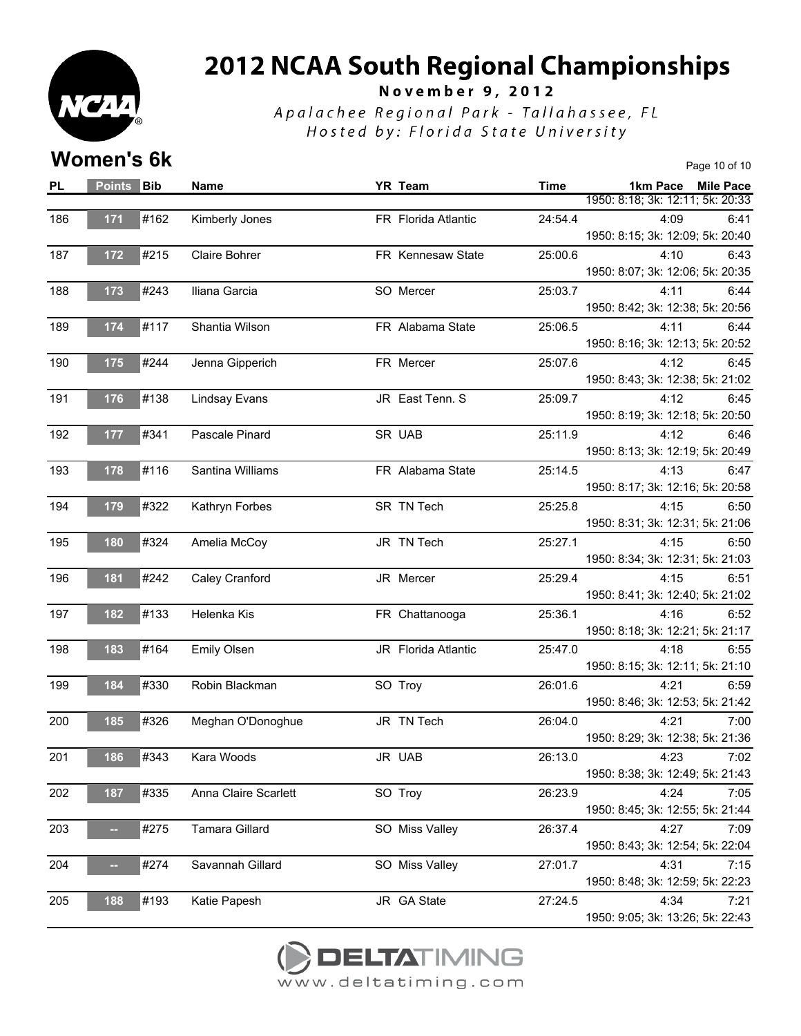# 2012 NCAA South Regional Championships

**November 9, 2012**

*Apalachee Regional Park - Tallahassee, FL*

*Hosted by: Florida State University*

## Women's 6k

| PL | Points | Bib | Name | YR | Team | Time | 1km Pace | Mile Pace |
|---|---|---|---|---|---|---|---|---|
| | | | | | | 1950: 8:18; 3k: 12:11; 5k: 20:33 | | |
| 186 | 171 | #162 | Kimberly Jones | FR | Florida Atlantic | 24:54.4 | 4:09 | 6:41 |
| | | | | | | 1950: 8:15; 3k: 12:09; 5k: 20:40 | | |
| 187 | 172 | #215 | Claire Bohrer | FR | Kennesaw State | 25:00.6 | 4:10 | 6:43 |
| | | | | | | 1950: 8:07; 3k: 12:06; 5k: 20:35 | | |
| 188 | 173 | #243 | Iliana Garcia | SO | Mercer | 25:03.7 | 4:11 | 6:44 |
| | | | | | | 1950: 8:42; 3k: 12:38; 5k: 20:56 | | |
| 189 | 174 | #117 | Shantia Wilson | FR | Alabama State | 25:06.5 | 4:11 | 6:44 |
| | | | | | | 1950: 8:16; 3k: 12:13; 5k: 20:52 | | |
| 190 | 175 | #244 | Jenna Gipperich | FR | Mercer | 25:07.6 | 4:12 | 6:45 |
| | | | | | | 1950: 8:43; 3k: 12:38; 5k: 21:02 | | |
| 191 | 176 | #138 | Lindsay Evans | JR | East Tenn. S | 25:09.7 | 4:12 | 6:45 |
| | | | | | | 1950: 8:19; 3k: 12:18; 5k: 20:50 | | |
| 192 | 177 | #341 | Pascale Pinard | SR | UAB | 25:11.9 | 4:12 | 6:46 |
| | | | | | | 1950: 8:13; 3k: 12:19; 5k: 20:49 | | |
| 193 | 178 | #116 | Santina Williams | FR | Alabama State | 25:14.5 | 4:13 | 6:47 |
| | | | | | | 1950: 8:17; 3k: 12:16; 5k: 20:58 | | |
| 194 | 179 | #322 | Kathryn Forbes | SR | TN Tech | 25:25.8 | 4:15 | 6:50 |
| | | | | | | 1950: 8:31; 3k: 12:31; 5k: 21:06 | | |
| 195 | 180 | #324 | Amelia McCoy | JR | TN Tech | 25:27.1 | 4:15 | 6:50 |
| | | | | | | 1950: 8:34; 3k: 12:31; 5k: 21:03 | | |
| 196 | 181 | #242 | Caley Cranford | JR | Mercer | 25:29.4 | 4:15 | 6:51 |
| | | | | | | 1950: 8:41; 3k: 12:40; 5k: 21:02 | | |
| 197 | 182 | #133 | Helenka Kis | FR | Chattanooga | 25:36.1 | 4:16 | 6:52 |
| | | | | | | 1950: 8:18; 3k: 12:21; 5k: 21:17 | | |
| 198 | 183 | #164 | Emily Olsen | JR | Florida Atlantic | 25:47.0 | 4:18 | 6:55 |
| | | | | | | 1950: 8:15; 3k: 12:11; 5k: 21:10 | | |
| 199 | 184 | #330 | Robin Blackman | SO | Troy | 26:01.6 | 4:21 | 6:59 |
| | | | | | | 1950: 8:46; 3k: 12:53; 5k: 21:42 | | |
| 200 | 185 | #326 | Meghan O'Donoghue | JR | TN Tech | 26:04.0 | 4:21 | 7:00 |
| | | | | | | 1950: 8:29; 3k: 12:38; 5k: 21:36 | | |
| 201 | 186 | #343 | Kara Woods | JR | UAB | 26:13.0 | 4:23 | 7:02 |
| | | | | | | 1950: 8:38; 3k: 12:49; 5k: 21:43 | | |
| 202 | 187 | #335 | Anna Claire Scarlett | SO | Troy | 26:23.9 | 4:24 | 7:05 |
| | | | | | | 1950: 8:45; 3k: 12:55; 5k: 21:44 | | |
| 203 | -- | #275 | Tamara Gillard | SO | Miss Valley | 26:37.4 | 4:27 | 7:09 |
| | | | | | | 1950: 8:43; 3k: 12:54; 5k: 22:04 | | |
| 204 | -- | #274 | Savannah Gillard | SO | Miss Valley | 27:01.7 | 4:31 | 7:15 |
| | | | | | | 1950: 8:48; 3k: 12:59; 5k: 22:23 | | |
| 205 | 188 | #193 | Katie Papesh | JR | GA State | 27:24.5 | 4:34 | 7:21 |
| | | | | | | 1950: 9:05; 3k: 13:26; 5k: 22:43 | | |

DELTATIMING
www.deltatiming.com